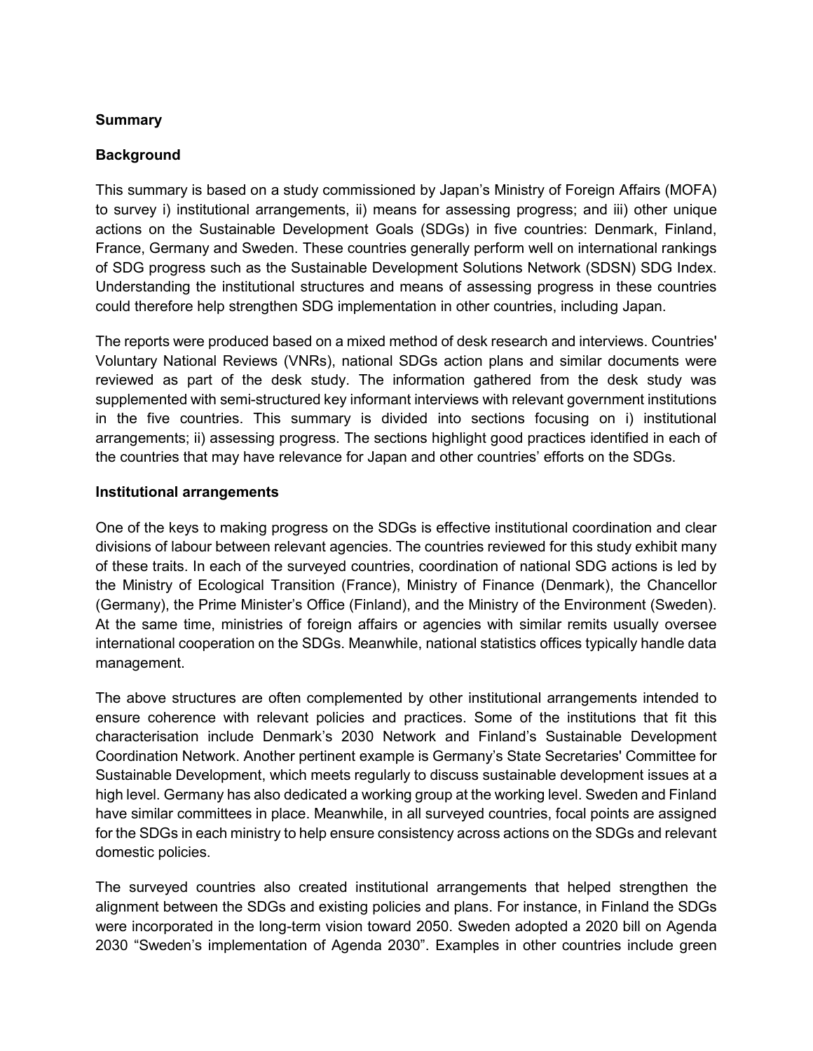**Summary**

**Background**

This summary is based on a study commissioned by Japan's Ministry of Foreign Affairs (MOFA) to survey i) institutional arrangements, ii) means for assessing progress; and iii) other unique actions on the Sustainable Development Goals (SDGs) in five countries: Denmark, Finland, France, Germany and Sweden. These countries generally perform well on international rankings of SDG progress such as the Sustainable Development Solutions Network (SDSN) SDG Index. Understanding the institutional structures and means of assessing progress in these countries could therefore help strengthen SDG implementation in other countries, including Japan.

The reports were produced based on a mixed method of desk research and interviews. Countries' Voluntary National Reviews (VNRs), national SDGs action plans and similar documents were reviewed as part of the desk study. The information gathered from the desk study was supplemented with semi-structured key informant interviews with relevant government institutions in the five countries. This summary is divided into sections focusing on i) institutional arrangements; ii) assessing progress. The sections highlight good practices identified in each of the countries that may have relevance for Japan and other countries' efforts on the SDGs.

**Institutional arrangements**

One of the keys to making progress on the SDGs is effective institutional coordination and clear divisions of labour between relevant agencies. The countries reviewed for this study exhibit many of these traits. In each of the surveyed countries, coordination of national SDG actions is led by the Ministry of Ecological Transition (France), Ministry of Finance (Denmark), the Chancellor (Germany), the Prime Minister's Office (Finland), and the Ministry of the Environment (Sweden). At the same time, ministries of foreign affairs or agencies with similar remits usually oversee international cooperation on the SDGs. Meanwhile, national statistics offices typically handle data management.

The above structures are often complemented by other institutional arrangements intended to ensure coherence with relevant policies and practices. Some of the institutions that fit this characterisation include Denmark's 2030 Network and Finland's Sustainable Development Coordination Network. Another pertinent example is Germany's State Secretaries' Committee for Sustainable Development, which meets regularly to discuss sustainable development issues at a high level. Germany has also dedicated a working group at the working level. Sweden and Finland have similar committees in place. Meanwhile, in all surveyed countries, focal points are assigned for the SDGs in each ministry to help ensure consistency across actions on the SDGs and relevant domestic policies.

The surveyed countries also created institutional arrangements that helped strengthen the alignment between the SDGs and existing policies and plans. For instance, in Finland the SDGs were incorporated in the long-term vision toward 2050. Sweden adopted a 2020 bill on Agenda 2030 "Sweden's implementation of Agenda 2030". Examples in other countries include green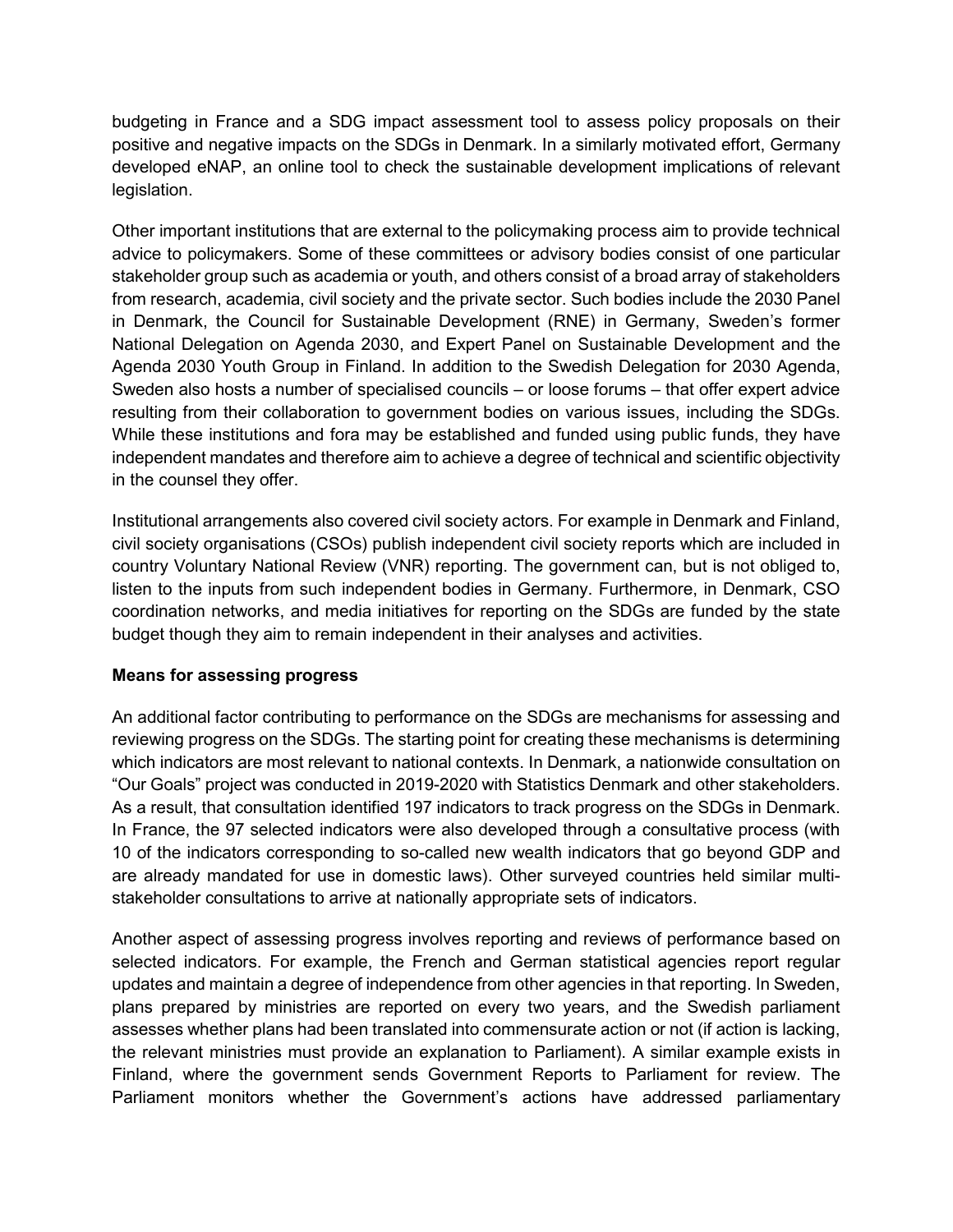budgeting in France and a SDG impact assessment tool to assess policy proposals on their positive and negative impacts on the SDGs in Denmark. In a similarly motivated effort, Germany developed eNAP, an online tool to check the sustainable development implications of relevant legislation.

Other important institutions that are external to the policymaking process aim to provide technical advice to policymakers. Some of these committees or advisory bodies consist of one particular stakeholder group such as academia or youth, and others consist of a broad array of stakeholders from research, academia, civil society and the private sector. Such bodies include the 2030 Panel in Denmark, the Council for Sustainable Development (RNE) in Germany, Sweden's former National Delegation on Agenda 2030, and Expert Panel on Sustainable Development and the Agenda 2030 Youth Group in Finland. In addition to the Swedish Delegation for 2030 Agenda, Sweden also hosts a number of specialised councils – or loose forums – that offer expert advice resulting from their collaboration to government bodies on various issues, including the SDGs. While these institutions and fora may be established and funded using public funds, they have independent mandates and therefore aim to achieve a degree of technical and scientific objectivity in the counsel they offer.

Institutional arrangements also covered civil society actors. For example in Denmark and Finland, civil society organisations (CSOs) publish independent civil society reports which are included in country Voluntary National Review (VNR) reporting. The government can, but is not obliged to, listen to the inputs from such independent bodies in Germany. Furthermore, in Denmark, CSO coordination networks, and media initiatives for reporting on the SDGs are funded by the state budget though they aim to remain independent in their analyses and activities.

**Means for assessing progress**

An additional factor contributing to performance on the SDGs are mechanisms for assessing and reviewing progress on the SDGs. The starting point for creating these mechanisms is determining which indicators are most relevant to national contexts. In Denmark, a nationwide consultation on "Our Goals" project was conducted in 2019-2020 with Statistics Denmark and other stakeholders. As a result, that consultation identified 197 indicators to track progress on the SDGs in Denmark. In France, the 97 selected indicators were also developed through a consultative process (with 10 of the indicators corresponding to so-called new wealth indicators that go beyond GDP and are already mandated for use in domestic laws). Other surveyed countries held similar multi-stakeholder consultations to arrive at nationally appropriate sets of indicators.

Another aspect of assessing progress involves reporting and reviews of performance based on selected indicators. For example, the French and German statistical agencies report regular updates and maintain a degree of independence from other agencies in that reporting. In Sweden, plans prepared by ministries are reported on every two years, and the Swedish parliament assesses whether plans had been translated into commensurate action or not (if action is lacking, the relevant ministries must provide an explanation to Parliament). A similar example exists in Finland, where the government sends Government Reports to Parliament for review. The Parliament monitors whether the Government's actions have addressed parliamentary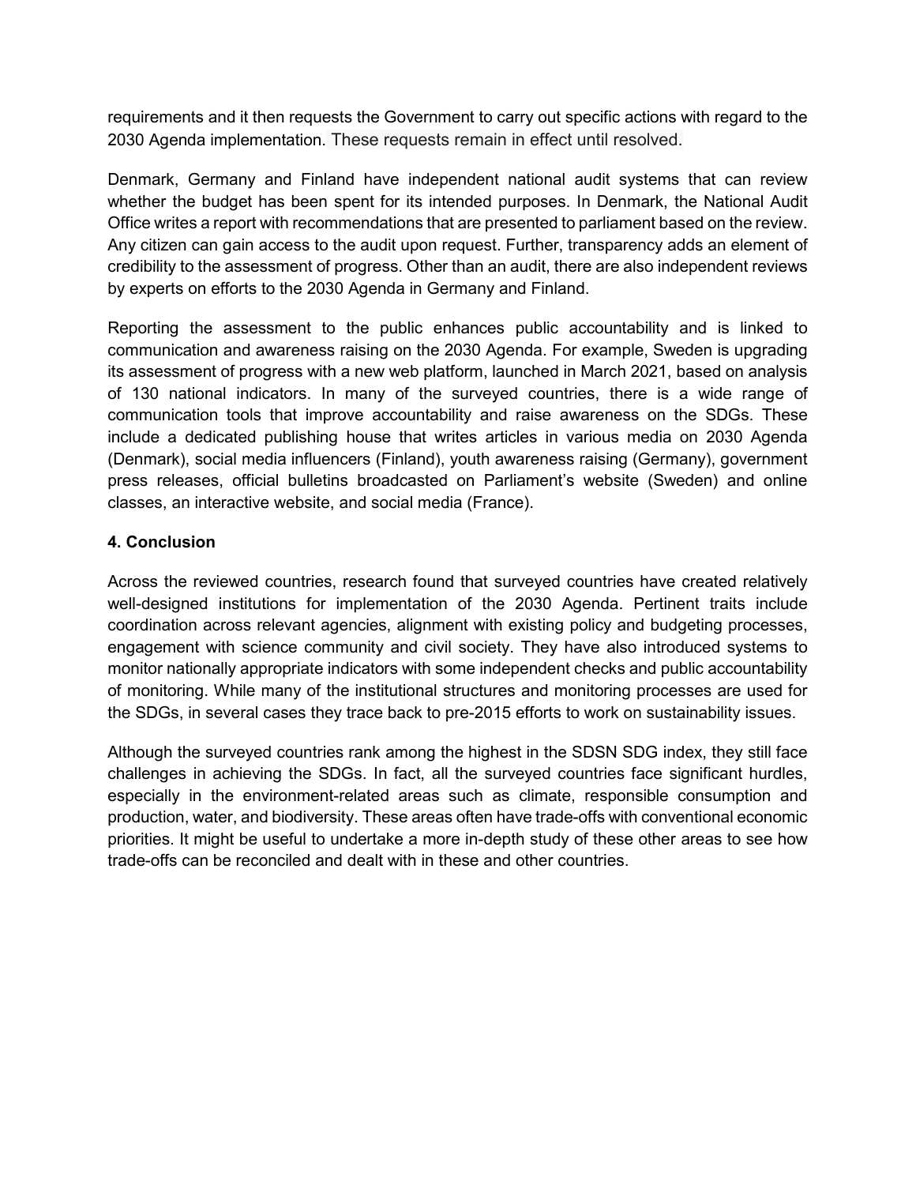requirements and it then requests the Government to carry out specific actions with regard to the 2030 Agenda implementation. These requests remain in effect until resolved.

Denmark, Germany and Finland have independent national audit systems that can review whether the budget has been spent for its intended purposes. In Denmark, the National Audit Office writes a report with recommendations that are presented to parliament based on the review. Any citizen can gain access to the audit upon request. Further, transparency adds an element of credibility to the assessment of progress. Other than an audit, there are also independent reviews by experts on efforts to the 2030 Agenda in Germany and Finland.

Reporting the assessment to the public enhances public accountability and is linked to communication and awareness raising on the 2030 Agenda. For example, Sweden is upgrading its assessment of progress with a new web platform, launched in March 2021, based on analysis of 130 national indicators. In many of the surveyed countries, there is a wide range of communication tools that improve accountability and raise awareness on the SDGs. These include a dedicated publishing house that writes articles in various media on 2030 Agenda (Denmark), social media influencers (Finland), youth awareness raising (Germany), government press releases, official bulletins broadcasted on Parliament's website (Sweden) and online classes, an interactive website, and social media (France).

## 4. Conclusion

Across the reviewed countries, research found that surveyed countries have created relatively well-designed institutions for implementation of the 2030 Agenda. Pertinent traits include coordination across relevant agencies, alignment with existing policy and budgeting processes, engagement with science community and civil society. They have also introduced systems to monitor nationally appropriate indicators with some independent checks and public accountability of monitoring. While many of the institutional structures and monitoring processes are used for the SDGs, in several cases they trace back to pre-2015 efforts to work on sustainability issues.

Although the surveyed countries rank among the highest in the SDSN SDG index, they still face challenges in achieving the SDGs. In fact, all the surveyed countries face significant hurdles, especially in the environment-related areas such as climate, responsible consumption and production, water, and biodiversity. These areas often have trade-offs with conventional economic priorities. It might be useful to undertake a more in-depth study of these other areas to see how trade-offs can be reconciled and dealt with in these and other countries.